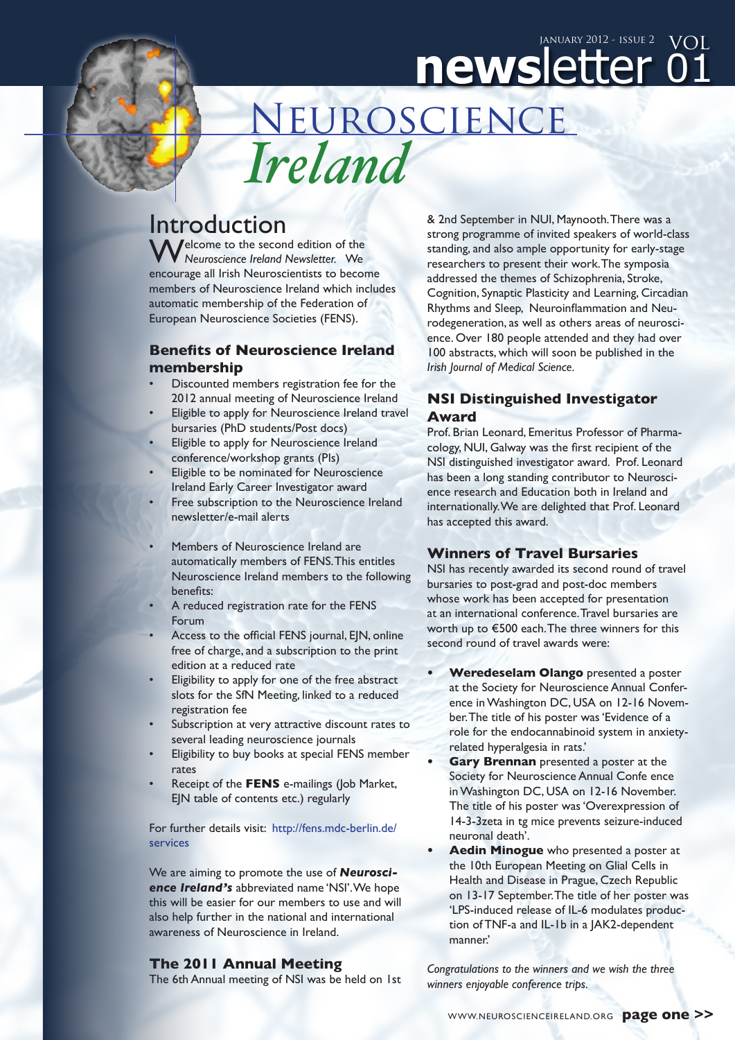January 2012 - Issue 2 VOL 01

# newsletter

# Neuroscience *Ireland*

## Introduction

Welcome to the second edition of the *Neuroscience Ireland Newsletter.* We encourage all Irish Neuroscientists to become members of Neuroscience Ireland which includes automatic membership of the Federation of European Neuroscience Societies (FENS).

### Benefits of Neuroscience Ireland membership

- Discounted members registration fee for the 2012 annual meeting of Neuroscience Ireland
- Eligible to apply for Neuroscience Ireland travel bursaries (PhD students/Post docs)
- Eligible to apply for Neuroscience Ireland conference/workshop grants (PIs)
- Eligible to be nominated for Neuroscience Ireland Early Career Investigator award
- Free subscription to the Neuroscience Ireland newsletter/e-mail alerts

- Members of Neuroscience Ireland are automatically members of FENS. This entitles Neuroscience Ireland members to the following benefits:
- A reduced registration rate for the FENS Forum
- Access to the official FENS journal, EJN, online free of charge, and a subscription to the print edition at a reduced rate
- Eligibility to apply for one of the free abstract slots for the SfN Meeting, linked to a reduced registration fee
- Subscription at very attractive discount rates to several leading neuroscience journals
- Eligibility to buy books at special FENS member rates
- Receipt of the **FENS** e-mailings (Job Market, EJN table of contents etc.) regularly

For further details visit: http://fens.mdc-berlin.de/services

We are aiming to promote the use of ***Neuroscience Ireland's*** abbreviated name 'NSI'. We hope this will be easier for our members to use and will also help further in the national and international awareness of Neuroscience in Ireland.

### The 2011 Annual Meeting

The 6th Annual meeting of NSI was be held on 1st & 2nd September in NUI, Maynooth. There was a strong programme of invited speakers of world-class standing, and also ample opportunity for early-stage researchers to present their work. The symposia addressed the themes of Schizophrenia, Stroke, Cognition, Synaptic Plasticity and Learning, Circadian Rhythms and Sleep, Neuroinflammation and Neurodegeneration, as well as others areas of neuroscience. Over 180 people attended and they had over 100 abstracts, which will soon be published in the *Irish Journal of Medical Science*.

### NSI Distinguished Investigator Award

Prof. Brian Leonard, Emeritus Professor of Pharmacology, NUI, Galway was the first recipient of the NSI distinguished investigator award. Prof. Leonard has been a long standing contributor to Neuroscience research and Education both in Ireland and internationally. We are delighted that Prof. Leonard has accepted this award.

### Winners of Travel Bursaries

NSI has recently awarded its second round of travel bursaries to post-grad and post-doc members whose work has been accepted for presentation at an international conference. Travel bursaries are worth up to €500 each. The three winners for this second round of travel awards were:

- **Weredeselam Olango** presented a poster at the Society for Neuroscience Annual Conference in Washington DC, USA on 12-16 November. The title of his poster was 'Evidence of a role for the endocannabinoid system in anxiety-related hyperalgesia in rats.'
- **Gary Brennan** presented a poster at the Society for Neuroscience Annual Confe ence in Washington DC, USA on 12-16 November. The title of his poster was 'Overexpression of 14-3-3zeta in tg mice prevents seizure-induced neuronal death'.
- **Aedin Minogue** who presented a poster at the 10th European Meeting on Glial Cells in Health and Disease in Prague, Czech Republic on 13-17 September. The title of her poster was 'LPS-induced release of IL-6 modulates production of TNF-a and IL-1b in a JAK2-dependent manner.'

*Congratulations to the winners and we wish the three winners enjoyable conference trips.*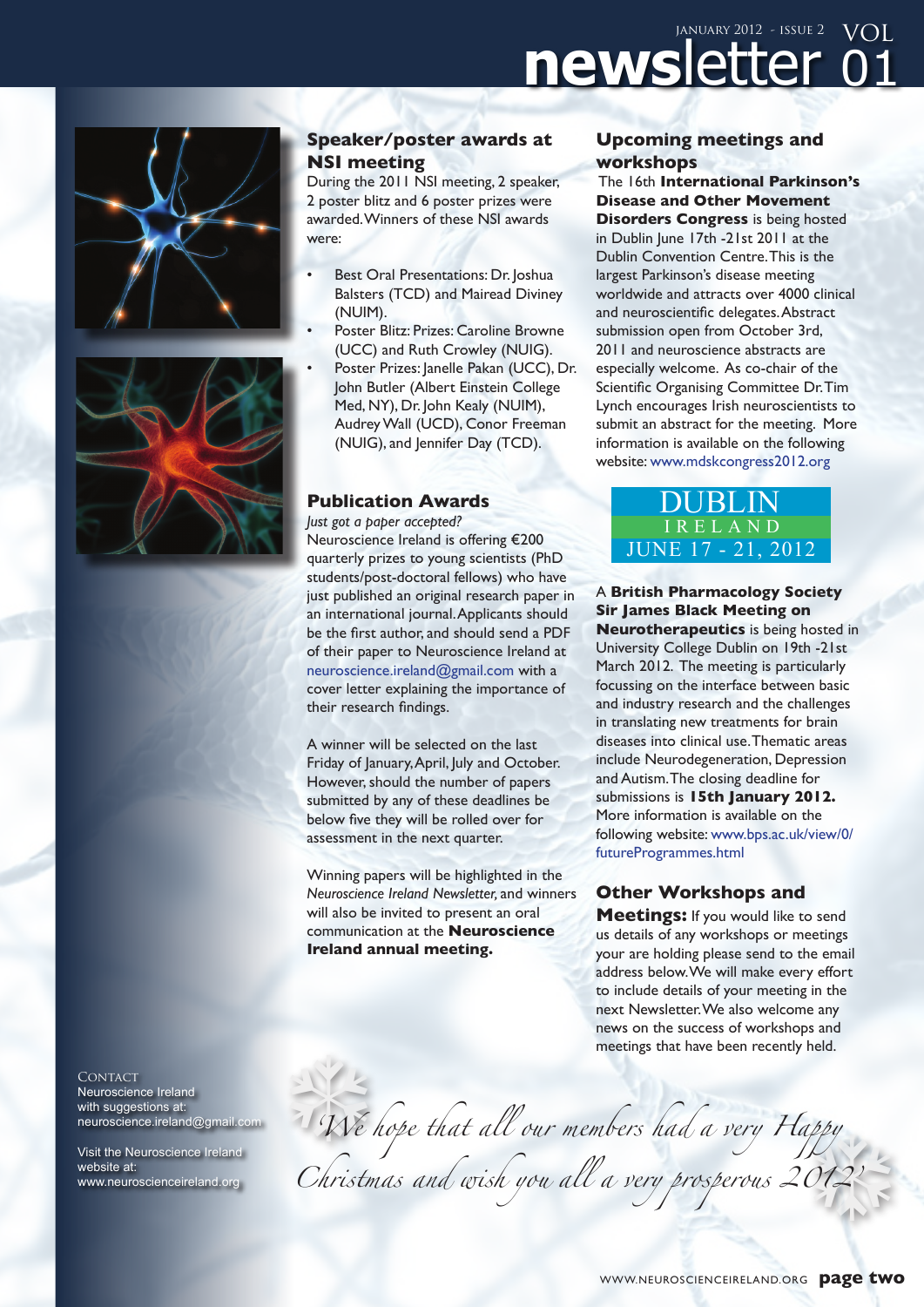## Speaker/poster awards at NSI meeting

During the 2011 NSI meeting, 2 speaker, 2 poster blitz and 6 poster prizes were awarded. Winners of these NSI awards were:

- Best Oral Presentations: Dr. Joshua Balsters (TCD) and Mairead Diviney (NUIM).
- Poster Blitz: Prizes: Caroline Browne (UCC) and Ruth Crowley (NUIG).
- Poster Prizes: Janelle Pakan (UCC), Dr. John Butler (Albert Einstein College Med, NY), Dr. John Kealy (NUIM), Audrey Wall (UCD), Conor Freeman (NUIG), and Jennifer Day (TCD).

## Publication Awards

*Just got a paper accepted?*

Neuroscience Ireland is offering €200 quarterly prizes to young scientists (PhD students/post-doctoral fellows) who have just published an original research paper in an international journal. Applicants should be the first author, and should send a PDF of their paper to Neuroscience Ireland at neuroscience.ireland@gmail.com with a cover letter explaining the importance of their research findings.

A winner will be selected on the last Friday of January, April, July and October. However, should the number of papers submitted by any of these deadlines be below five they will be rolled over for assessment in the next quarter.

Winning papers will be highlighted in the *Neuroscience Ireland Newsletter*, and winners will also be invited to present an oral communication at the **Neuroscience Ireland annual meeting.**

## Upcoming meetings and workshops

The 16th **International Parkinson's Disease and Other Movement Disorders Congress** is being hosted in Dublin June 17th -21st 2011 at the Dublin Convention Centre. This is the largest Parkinson's disease meeting worldwide and attracts over 4000 clinical and neuroscientific delegates. Abstract submission open from October 3rd, 2011 and neuroscience abstracts are especially welcome. As co-chair of the Scientific Organising Committee Dr. Tim Lynch encourages Irish neuroscientists to submit an abstract for the meeting. More information is available on the following website: www.mdskcongress2012.org

DUBLIN
IRELAND
JUNE 17 - 21, 2012

A **British Pharmacology Society Sir James Black Meeting on Neurotherapeutics** is being hosted in University College Dublin on 19th -21st March 2012. The meeting is particularly focussing on the interface between basic and industry research and the challenges in translating new treatments for brain diseases into clinical use. Thematic areas include Neurodegeneration, Depression and Autism. The closing deadline for submissions is **15th January 2012.** More information is available on the following website: www.bps.ac.uk/view/0/futureProgrammes.html

## Other Workshops and Meetings:

If you would like to send us details of any workshops or meetings your are holding please send to the email address below. We will make every effort to include details of your meeting in the next Newsletter. We also welcome any news on the success of workshops and meetings that have been recently held.

*'We hope that all our members had a very Happy Christmas and wish you all a very prosperous 2012'*

Contact
Neuroscience Ireland
with suggestions at:
neuroscience.ireland@gmail.com

Visit the Neuroscience Ireland
website at:
www.neuroscienceireland.org